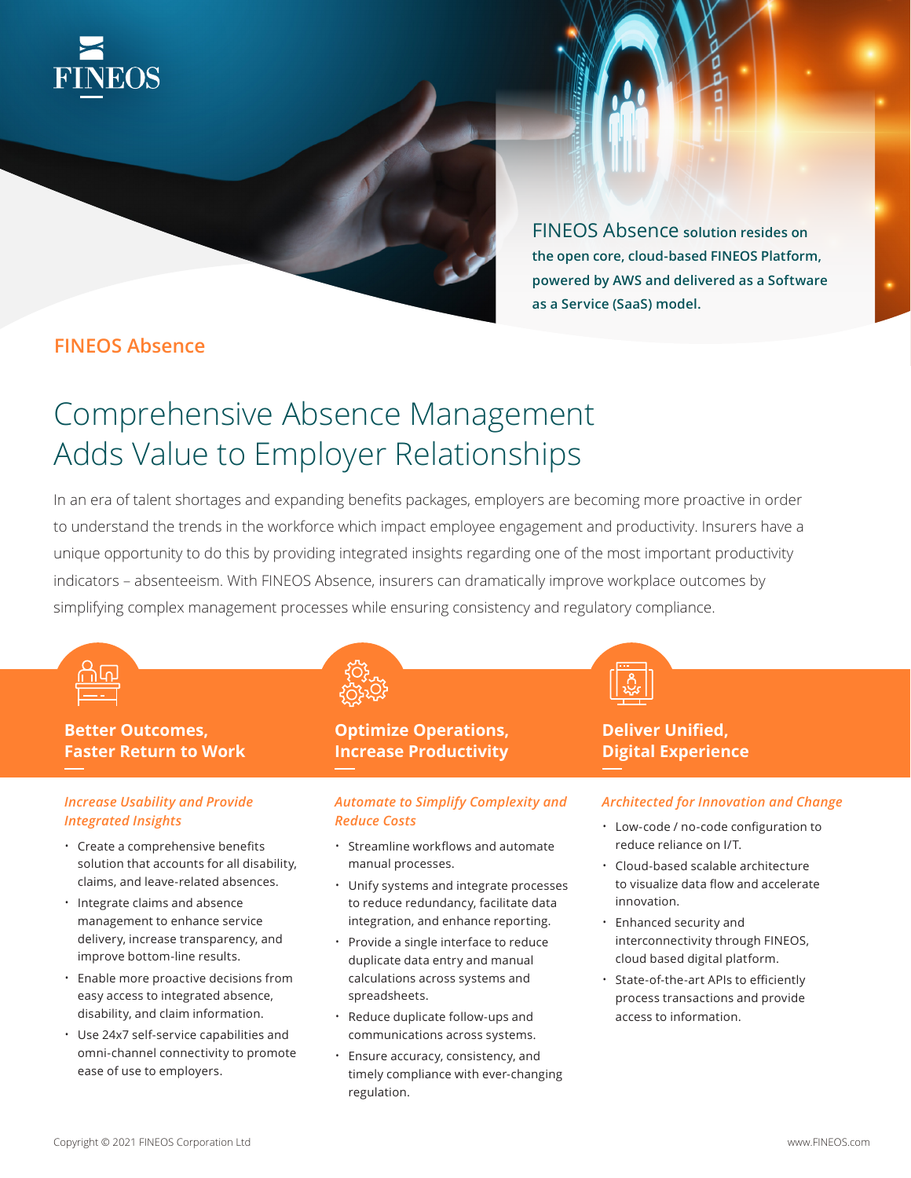FINEOS

FINEOS Absence solution resides on the open core, cloud-based FINEOS Platform, powered by AWS and delivered as a Software as a Service (SaaS) model.

## FINEOS Absence

# Comprehensive Absence Management Adds Value to Employer Relationships

In an era of talent shortages and expanding benefits packages, employers are becoming more proactive in order to understand the trends in the workforce which impact employee engagement and productivity. Insurers have a unique opportunity to do this by providing integrated insights regarding one of the most important productivity indicators – absenteeism. With FINEOS Absence, insurers can dramatically improve workplace outcomes by simplifying complex management processes while ensuring consistency and regulatory compliance.

### Better Outcomes, Faster Return to Work

*Increase Usability and Provide Integrated Insights*

- Create a comprehensive benefits solution that accounts for all disability, claims, and leave-related absences.
- Integrate claims and absence management to enhance service delivery, increase transparency, and improve bottom-line results.
- Enable more proactive decisions from easy access to integrated absence, disability, and claim information.
- Use 24x7 self-service capabilities and omni-channel connectivity to promote ease of use to employers.

### Optimize Operations, Increase Productivity

*Automate to Simplify Complexity and Reduce Costs*

- Streamline workflows and automate manual processes.
- Unify systems and integrate processes to reduce redundancy, facilitate data integration, and enhance reporting.
- Provide a single interface to reduce duplicate data entry and manual calculations across systems and spreadsheets.
- Reduce duplicate follow-ups and communications across systems.
- Ensure accuracy, consistency, and timely compliance with ever-changing regulation.

### Deliver Unified, Digital Experience

*Architected for Innovation and Change*

- Low-code / no-code configuration to reduce reliance on I/T.
- Cloud-based scalable architecture to visualize data flow and accelerate innovation.
- Enhanced security and interconnectivity through FINEOS, cloud based digital platform.
- State-of-the-art APIs to efficiently process transactions and provide access to information.

Copyright © 2021 FINEOS Corporation Ltd

www.FINEOS.com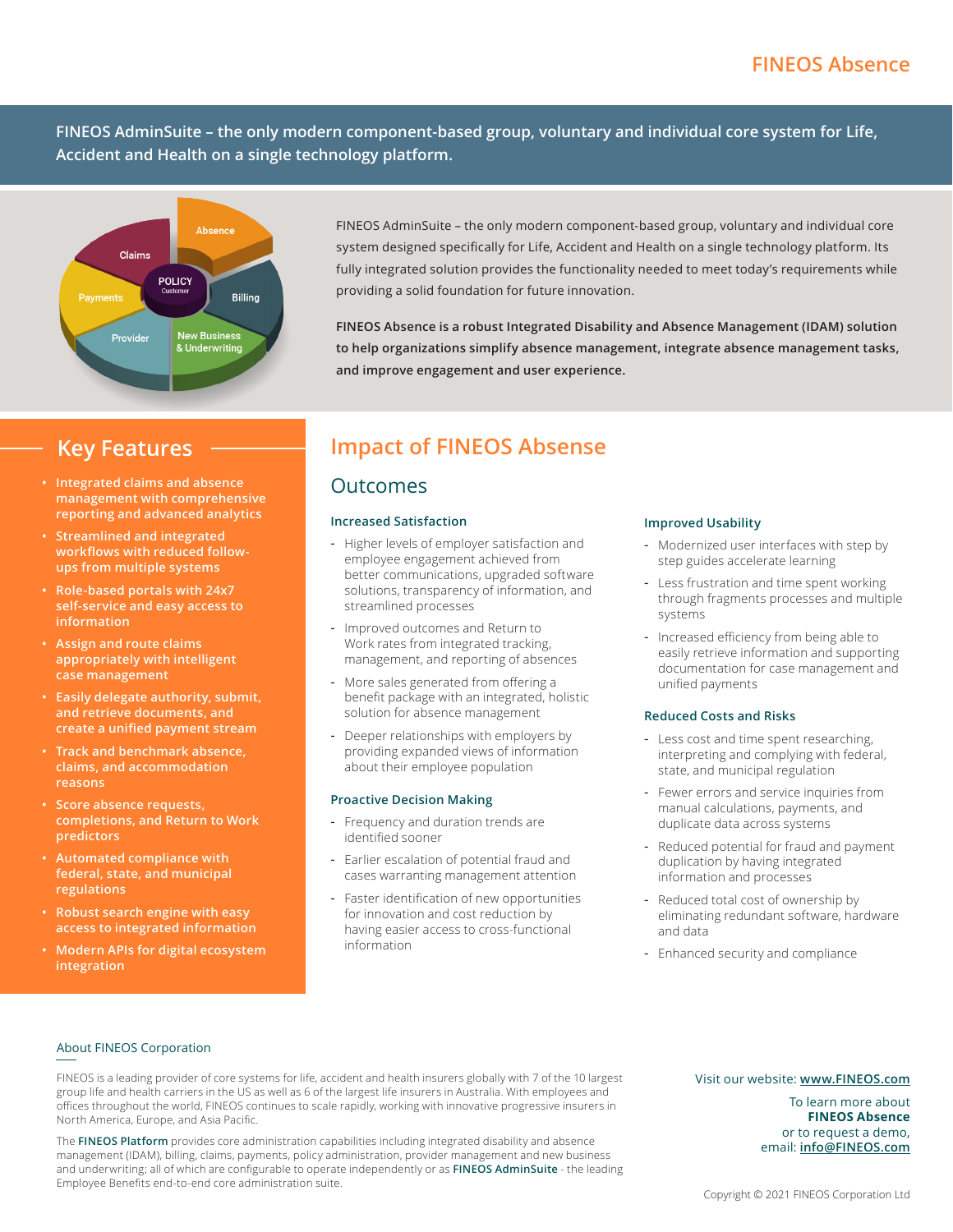# FINEOS Absence

**FINEOS AdminSuite – the only modern component-based group, voluntary and individual core system for Life, Accident and Health on a single technology platform.**

Absence
Claims
Payments
POLICY
Customer
Billing
Provider
New Business & Underwriting

FINEOS AdminSuite – the only modern component-based group, voluntary and individual core system designed specifically for Life, Accident and Health on a single technology platform. Its fully integrated solution provides the functionality needed to meet today's requirements while providing a solid foundation for future innovation.

**FINEOS Absence is a robust Integrated Disability and Absence Management (IDAM) solution to help organizations simplify absence management, integrate absence management tasks, and improve engagement and user experience.**

## Key Features

- Integrated claims and absence management with comprehensive reporting and advanced analytics
- Streamlined and integrated workflows with reduced follow-ups from multiple systems
- Role-based portals with 24x7 self-service and easy access to information
- Assign and route claims appropriately with intelligent case management
- Easily delegate authority, submit, and retrieve documents, and create a unified payment stream
- Track and benchmark absence, claims, and accommodation reasons
- Score absence requests, completions, and Return to Work predictors
- Automated compliance with federal, state, and municipal regulations
- Robust search engine with easy access to integrated information
- Modern APIs for digital ecosystem integration

## Impact of FINEOS Absense

### Outcomes

#### Increased Satisfaction

- Higher levels of employer satisfaction and employee engagement achieved from better communications, upgraded software solutions, transparency of information, and streamlined processes
- Improved outcomes and Return to Work rates from integrated tracking, management, and reporting of absences
- More sales generated from offering a benefit package with an integrated, holistic solution for absence management
- Deeper relationships with employers by providing expanded views of information about their employee population

#### Proactive Decision Making

- Frequency and duration trends are identified sooner
- Earlier escalation of potential fraud and cases warranting management attention
- Faster identification of new opportunities for innovation and cost reduction by having easier access to cross-functional information

#### Improved Usability

- Modernized user interfaces with step by step guides accelerate learning
- Less frustration and time spent working through fragments processes and multiple systems
- Increased efficiency from being able to easily retrieve information and supporting documentation for case management and unified payments

#### Reduced Costs and Risks

- Less cost and time spent researching, interpreting and complying with federal, state, and municipal regulation
- Fewer errors and service inquiries from manual calculations, payments, and duplicate data across systems
- Reduced potential for fraud and payment duplication by having integrated information and processes
- Reduced total cost of ownership by eliminating redundant software, hardware and data
- Enhanced security and compliance

### About FINEOS Corporation

FINEOS is a leading provider of core systems for life, accident and health insurers globally with 7 of the 10 largest group life and health carriers in the US as well as 6 of the largest life insurers in Australia. With employees and offices throughout the world, FINEOS continues to scale rapidly, working with innovative progressive insurers in North America, Europe, and Asia Pacific.

The **FINEOS Platform** provides core administration capabilities including integrated disability and absence management (IDAM), billing, claims, payments, policy administration, provider management and new business and underwriting; all of which are configurable to operate independently or as **FINEOS AdminSuite** - the leading Employee Benefits end-to-end core administration suite.

Visit our website: **www.FINEOS.com**

To learn more about **FINEOS Absence** or to request a demo, email: **info@FINEOS.com**

Copyright © 2021 FINEOS Corporation Ltd